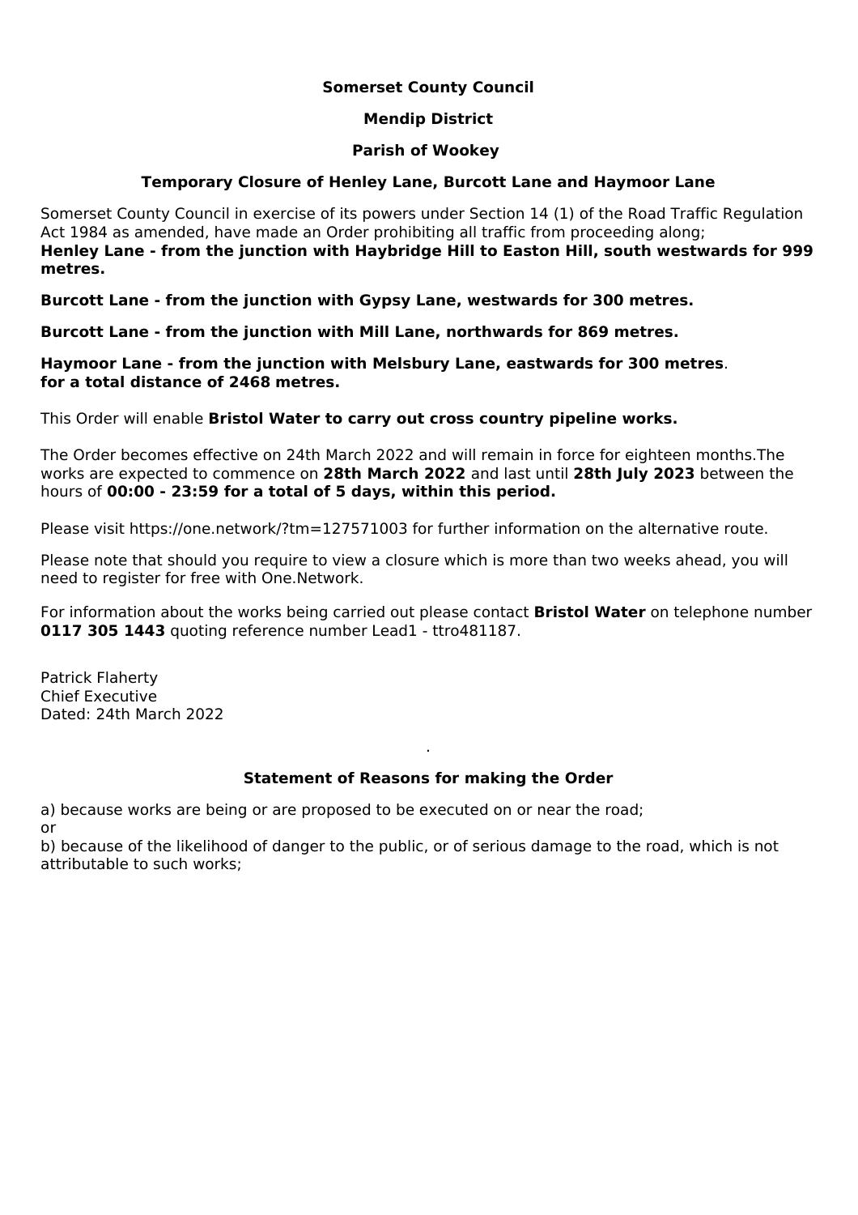**Somerset County Council**

**Mendip District**

**Parish of Wookey**

**Temporary Closure of Henley Lane, Burcott Lane and Haymoor Lane**

Somerset County Council in exercise of its powers under Section 14 (1) of the Road Traffic Regulation Act 1984 as amended, have made an Order prohibiting all traffic from proceeding along;
**Henley Lane - from the junction with Haybridge Hill to Easton Hill, south westwards for 999 metres.**

**Burcott Lane - from the junction with Gypsy Lane, westwards for 300 metres.**

**Burcott Lane - from the junction with Mill Lane, northwards for 869 metres.**

**Haymoor Lane - from the junction with Melsbury Lane, eastwards for 300 metres**.
**for a total distance of 2468 metres.**

This Order will enable **Bristol Water to carry out cross country pipeline works.**

The Order becomes effective on 24th March 2022 and will remain in force for eighteen months.The works are expected to commence on **28th March 2022** and last until **28th July 2023** between the hours of **00:00 - 23:59 for a total of 5 days, within this period.**

Please visit https://one.network/?tm=127571003 for further information on the alternative route.

Please note that should you require to view a closure which is more than two weeks ahead, you will need to register for free with One.Network.

For information about the works being carried out please contact **Bristol Water** on telephone number **0117 305 1443** quoting reference number Lead1 - ttro481187.

Patrick Flaherty
Chief Executive
Dated: 24th March 2022

**Statement of Reasons for making the Order**

a) because works are being or are proposed to be executed on or near the road;
or
b) because of the likelihood of danger to the public, or of serious damage to the road, which is not attributable to such works;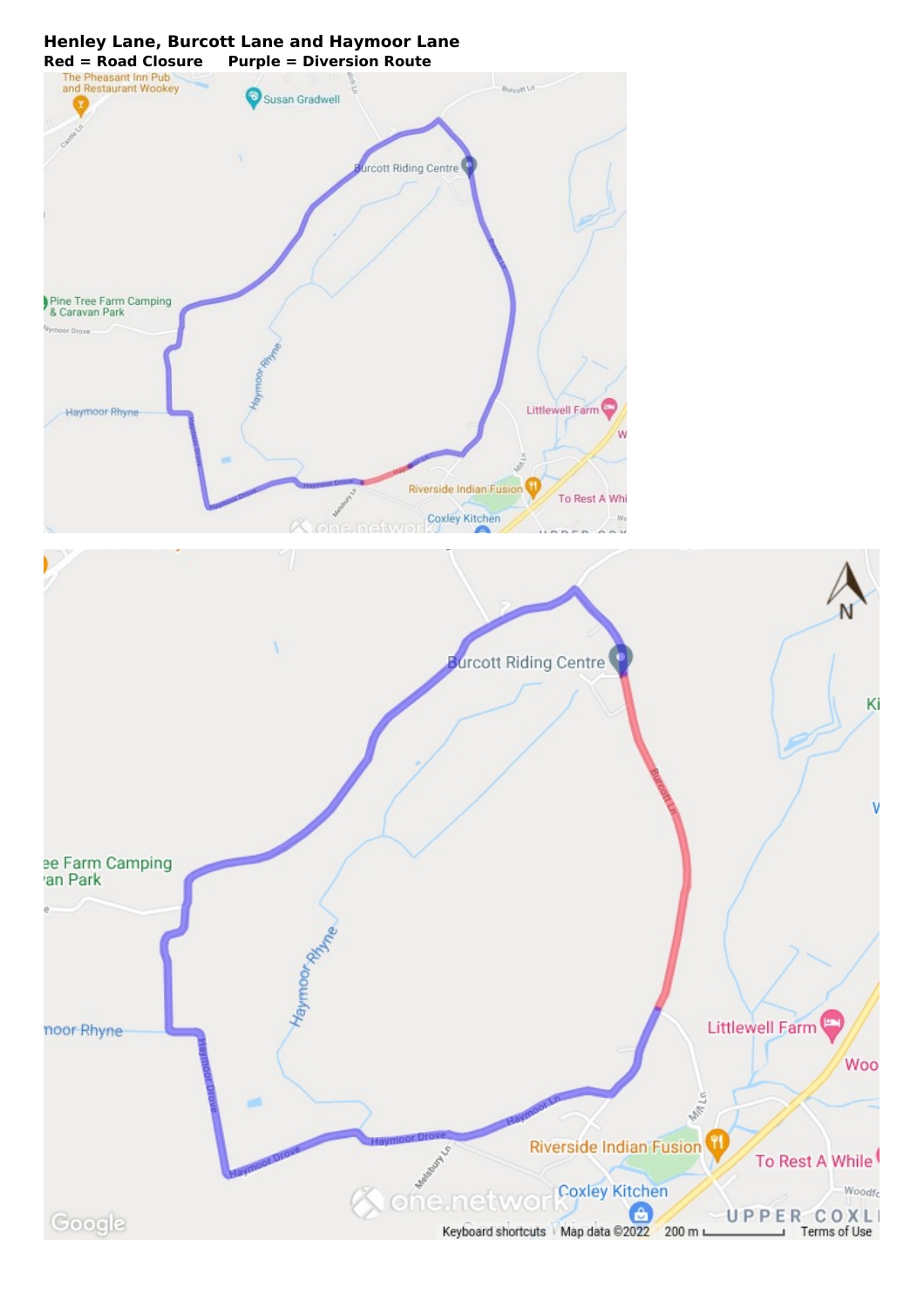**Henley Lane, Burcott Lane and Haymoor Lane**

**Red = Road Closure     Purple = Diversion Route**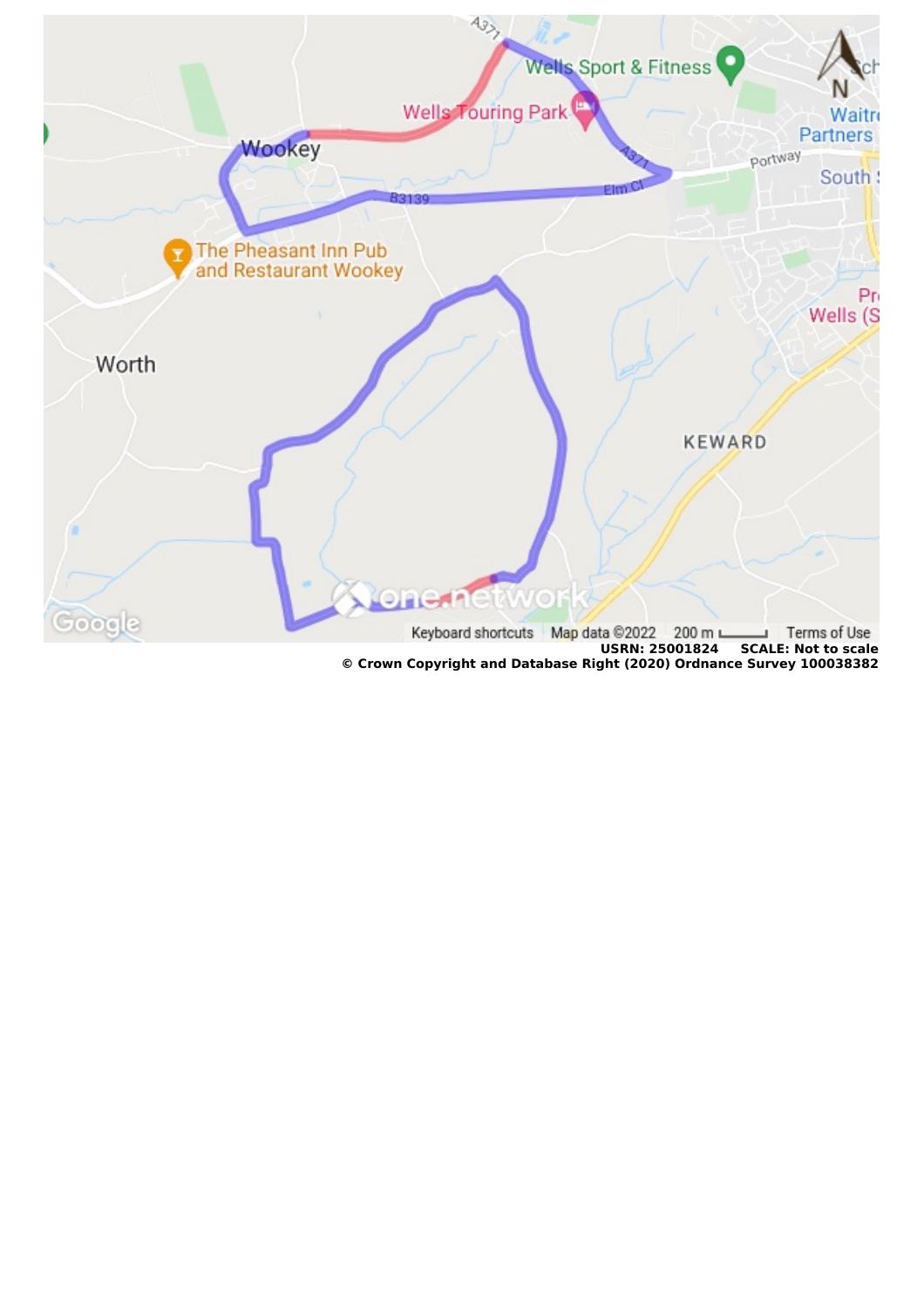USRN: 25001824 SCALE: Not to scale

© Crown Copyright and Database Right (2020) Ordnance Survey 100038382